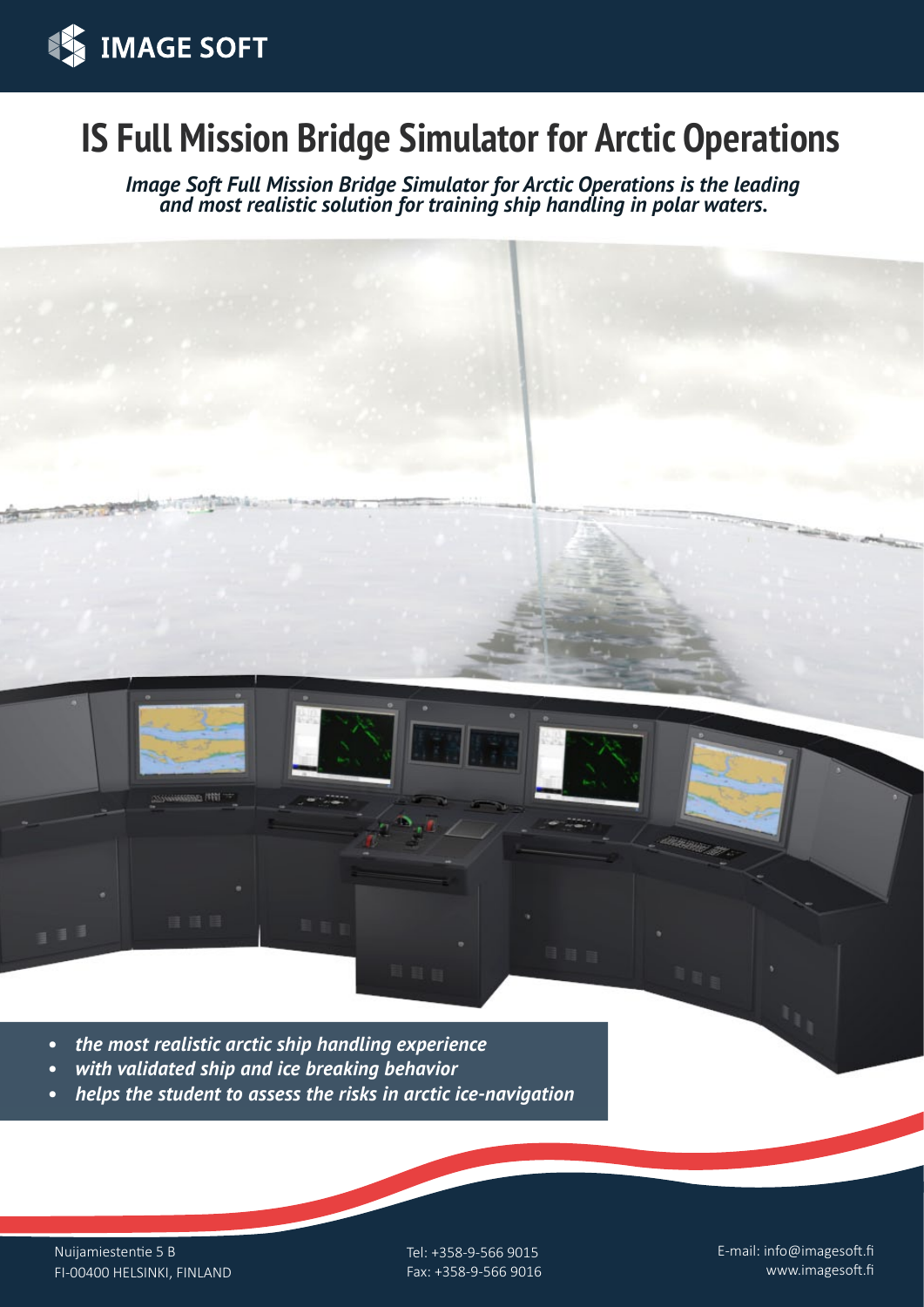IMAGE SOFT

# IS Full Mission Bridge Simulator for Arctic Operations

*Image Soft Full Mission Bridge Simulator for Arctic Operations is the leading and most realistic solution for training ship handling in polar waters.*

- ***the most realistic arctic ship handling experience***
- ***with validated ship and ice breaking behavior***
- ***helps the student to assess the risks in arctic ice-navigation***

Nuijamiestentie 5 B
FI-00400 HELSINKI, FINLAND

Tel: +358-9-566 9015
Fax: +358-9-566 9016

E-mail: info@imagesoft.fi
www.imagesoft.fi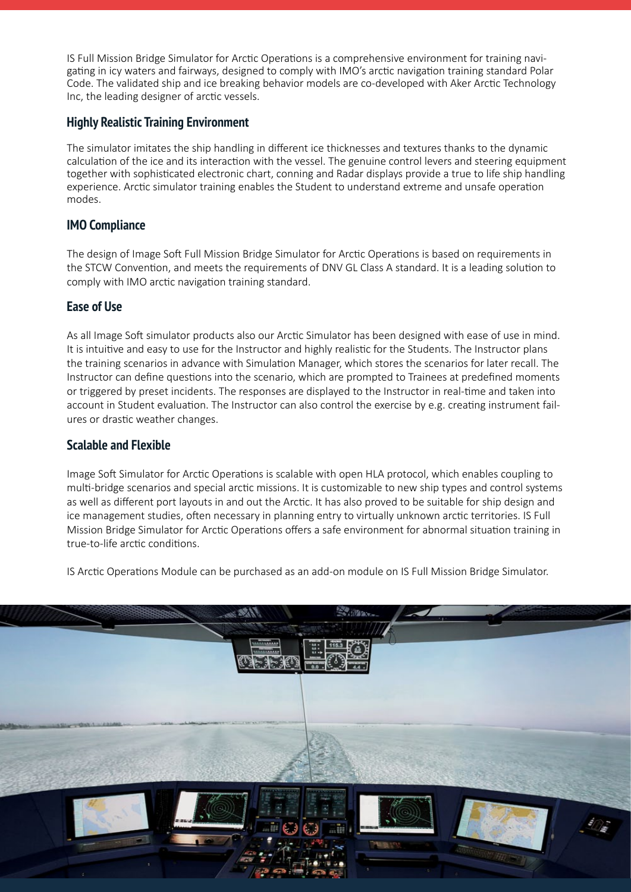IS Full Mission Bridge Simulator for Arctic Operations is a comprehensive environment for training navigating in icy waters and fairways, designed to comply with IMO's arctic navigation training standard Polar Code. The validated ship and ice breaking behavior models are co-developed with Aker Arctic Technology Inc, the leading designer of arctic vessels.

## Highly Realistic Training Environment

The simulator imitates the ship handling in different ice thicknesses and textures thanks to the dynamic calculation of the ice and its interaction with the vessel. The genuine control levers and steering equipment together with sophisticated electronic chart, conning and Radar displays provide a true to life ship handling experience. Arctic simulator training enables the Student to understand extreme and unsafe operation modes.

## IMO Compliance

The design of Image Soft Full Mission Bridge Simulator for Arctic Operations is based on requirements in the STCW Convention, and meets the requirements of DNV GL Class A standard. It is a leading solution to comply with IMO arctic navigation training standard.

## Ease of Use

As all Image Soft simulator products also our Arctic Simulator has been designed with ease of use in mind. It is intuitive and easy to use for the Instructor and highly realistic for the Students. The Instructor plans the training scenarios in advance with Simulation Manager, which stores the scenarios for later recall. The Instructor can define questions into the scenario, which are prompted to Trainees at predefined moments or triggered by preset incidents. The responses are displayed to the Instructor in real-time and taken into account in Student evaluation. The Instructor can also control the exercise by e.g. creating instrument failures or drastic weather changes.

## Scalable and Flexible

Image Soft Simulator for Arctic Operations is scalable with open HLA protocol, which enables coupling to multi-bridge scenarios and special arctic missions. It is customizable to new ship types and control systems as well as different port layouts in and out the Arctic. It has also proved to be suitable for ship design and ice management studies, often necessary in planning entry to virtually unknown arctic territories. IS Full Mission Bridge Simulator for Arctic Operations offers a safe environment for abnormal situation training in true-to-life arctic conditions.

IS Arctic Operations Module can be purchased as an add-on module on IS Full Mission Bridge Simulator.